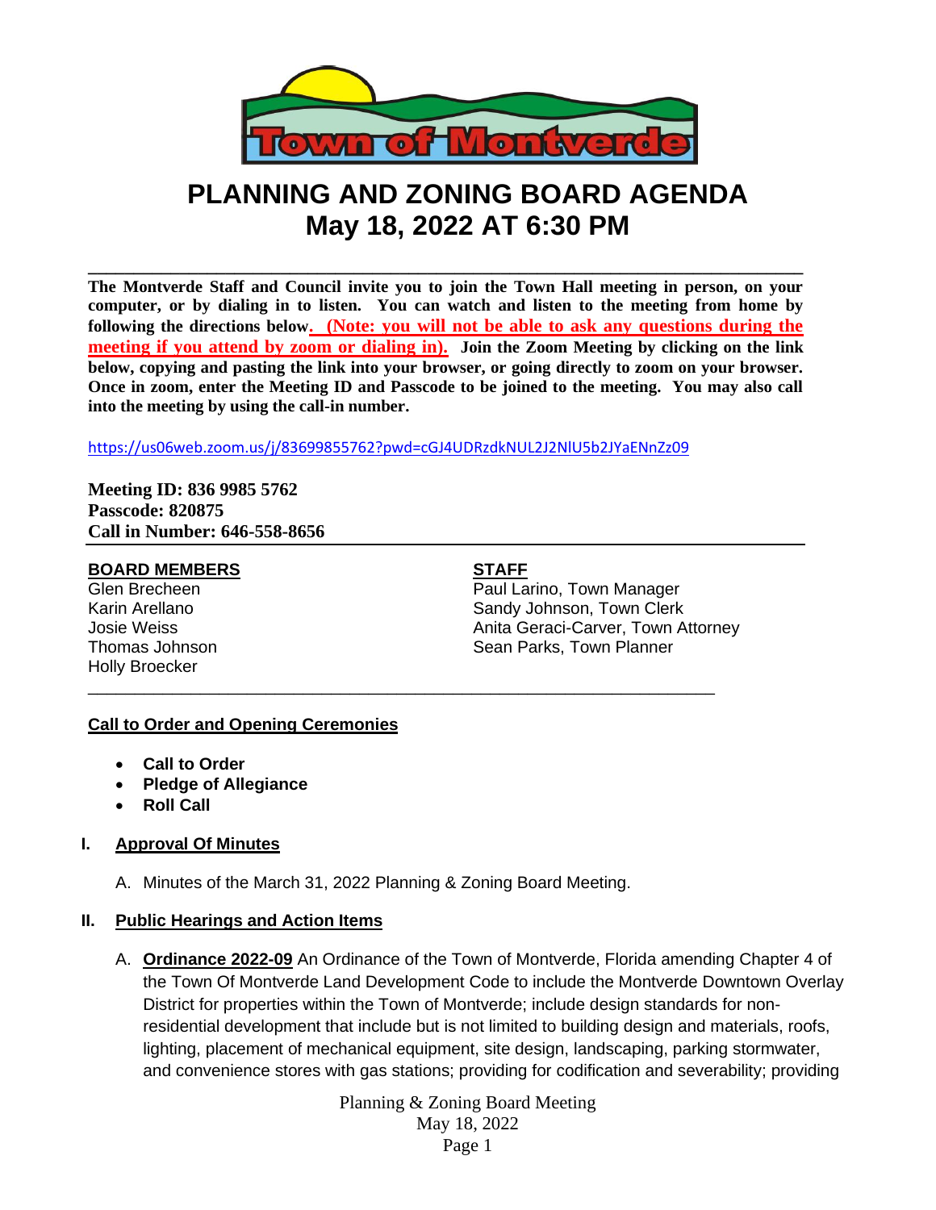# PLANNING AND ZONING BOARD AGENDA
# May 18, 2022 AT 6:30 PM

**The Montverde Staff and Council invite you to join the Town Hall meeting in person, on your computer, or by dialing in to listen. You can watch and listen to the meeting from home by following the directions below. (Note: you will not be able to ask any questions during the meeting if you attend by zoom or dialing in). Join the Zoom Meeting by clicking on the link below, copying and pasting the link into your browser, or going directly to zoom on your browser. Once in zoom, enter the Meeting ID and Passcode to be joined to the meeting. You may also call into the meeting by using the call-in number.**

https://us06web.zoom.us/j/83699855762?pwd=cGJ4UDRzdkNUL2J2NlU5b2JYaENnZz09

**Meeting ID: 836 9985 5762**
**Passcode: 820875**
**Call in Number: 646-558-8656**

**BOARD MEMBERS**

Glen Brecheen
Karin Arellano
Josie Weiss
Thomas Johnson
Holly Broecker

**STAFF**

Paul Larino, Town Manager
Sandy Johnson, Town Clerk
Anita Geraci-Carver, Town Attorney
Sean Parks, Town Planner

## Call to Order and Opening Ceremonies

- **Call to Order**
- **Pledge of Allegiance**
- **Roll Call**

## I. Approval Of Minutes

A. Minutes of the March 31, 2022 Planning & Zoning Board Meeting.

## II. Public Hearings and Action Items

A. **Ordinance 2022-09** An Ordinance of the Town of Montverde, Florida amending Chapter 4 of the Town Of Montverde Land Development Code to include the Montverde Downtown Overlay District for properties within the Town of Montverde; include design standards for non-residential development that include but is not limited to building design and materials, roofs, lighting, placement of mechanical equipment, site design, landscaping, parking stormwater, and convenience stores with gas stations; providing for codification and severability; providing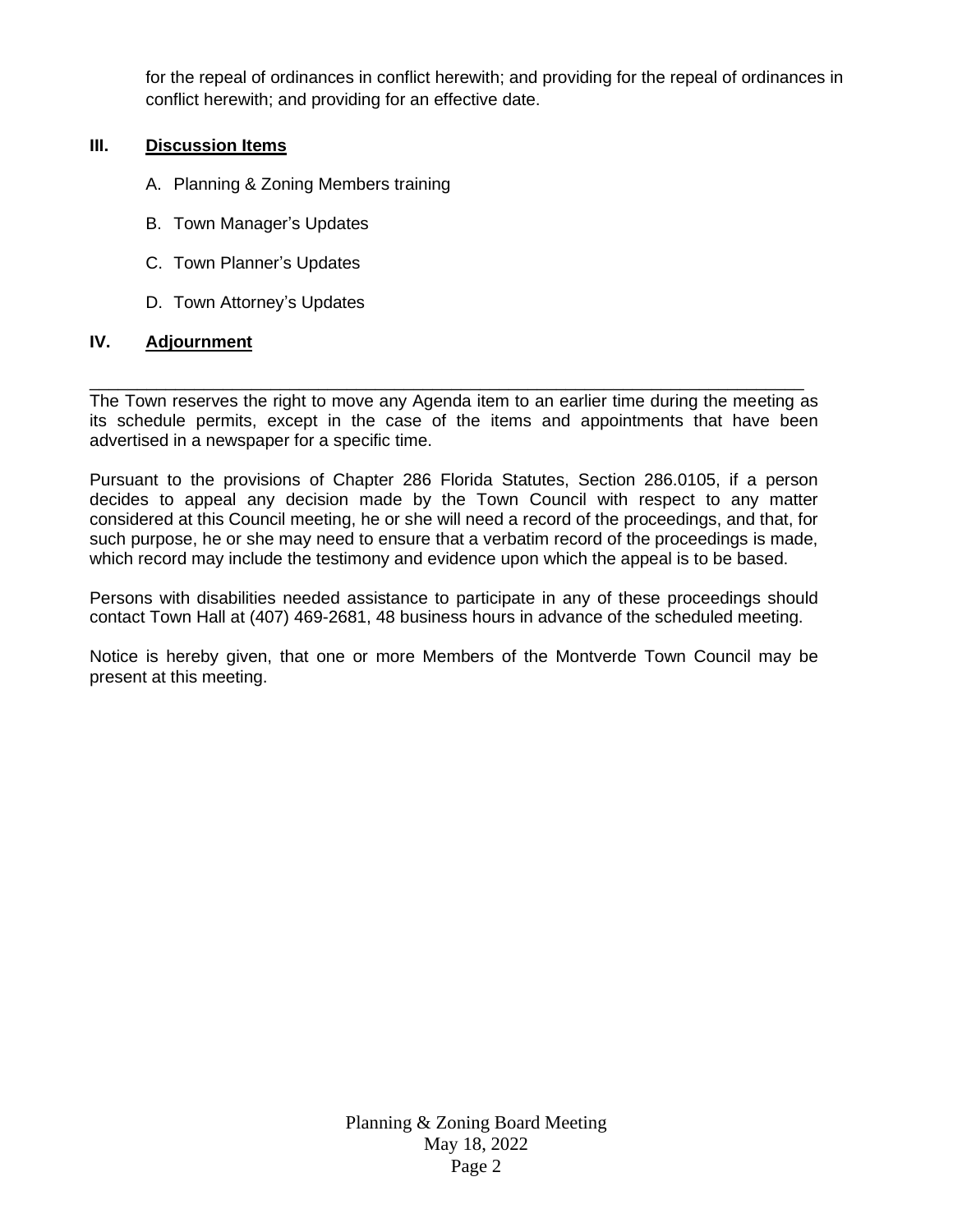for the repeal of ordinances in conflict herewith; and providing for the repeal of ordinances in conflict herewith; and providing for an effective date.

### III. Discussion Items

A. Planning & Zoning Members training

B. Town Manager's Updates

C. Town Planner's Updates

D. Town Attorney's Updates

### IV. Adjournment

---

The Town reserves the right to move any Agenda item to an earlier time during the meeting as its schedule permits, except in the case of the items and appointments that have been advertised in a newspaper for a specific time.

Pursuant to the provisions of Chapter 286 Florida Statutes, Section 286.0105, if a person decides to appeal any decision made by the Town Council with respect to any matter considered at this Council meeting, he or she will need a record of the proceedings, and that, for such purpose, he or she may need to ensure that a verbatim record of the proceedings is made, which record may include the testimony and evidence upon which the appeal is to be based.

Persons with disabilities needed assistance to participate in any of these proceedings should contact Town Hall at (407) 469-2681, 48 business hours in advance of the scheduled meeting.

Notice is hereby given, that one or more Members of the Montverde Town Council may be present at this meeting.